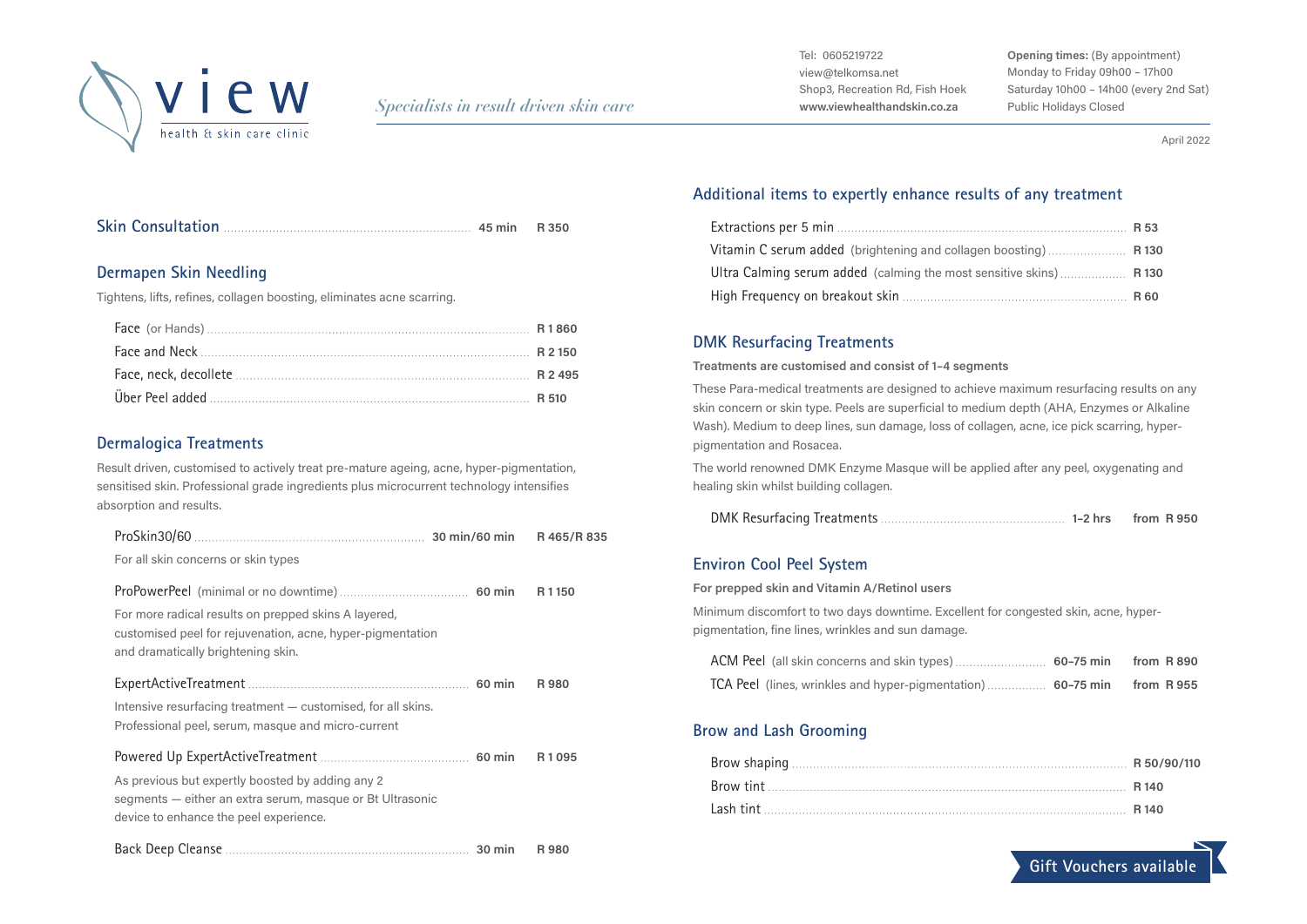# view

health & skin care clinic

*Specialists in result driven skin care*

Tel: 0605219722
view@telkomsa.net
Shop3, Recreation Rd, Fish Hoek
**www.viewhealthandskin.co.za**

**Opening times:** (By appointment)
Monday to Friday 09h00 – 17h00
Saturday 10h00 – 14h00 (every 2nd Sat)
Public Holidays Closed

April 2022

## Skin Consultation

| Treatment | Duration | Price |
|---|---|---|
| Skin Consultation | **45 min** | **R 350** |

## Dermapen Skin Needling

Tightens, lifts, refines, collagen boosting, eliminates acne scarring.

| Treatment | Price |
|---|---|
| Face (or Hands) | **R 1 860** |
| Face and Neck | **R 2 150** |
| Face, neck, decollete | **R 2 495** |
| Über Peel added | **R 510** |

## Dermalogica Treatments

Result driven, customised to actively treat pre-mature ageing, acne, hyper-pigmentation, sensitised skin. Professional grade ingredients plus microcurrent technology intensifies absorption and results.

| Treatment | Duration | Price |
|---|---|---|
| ProSkin30/60 | **30 min/60 min** | **R 465/R 835** |

For all skin concerns or skin types

| Treatment | Duration | Price |
|---|---|---|
| ProPowerPeel (minimal or no downtime) | **60 min** | **R 1 150** |

For more radical results on prepped skins A layered, customised peel for rejuvenation, acne, hyper-pigmentation and dramatically brightening skin.

| Treatment | Duration | Price |
|---|---|---|
| ExpertActiveTreatment | **60 min** | **R 980** |

Intensive resurfacing treatment — customised, for all skins. Professional peel, serum, masque and micro-current

| Treatment | Duration | Price |
|---|---|---|
| Powered Up ExpertActiveTreatment | **60 min** | **R 1 095** |

As previous but expertly boosted by adding any 2 segments — either an extra serum, masque or Bt Ultrasonic device to enhance the peel experience.

| Treatment | Duration | Price |
|---|---|---|
| Back Deep Cleanse | **30 min** | **R 980** |

## Additional items to expertly enhance results of any treatment

| Item | Price |
|---|---|
| Extractions per 5 min | **R 53** |
| Vitamin C serum added (brightening and collagen boosting) | **R 130** |
| Ultra Calming serum added (calming the most sensitive skins) | **R 130** |
| High Frequency on breakout skin | **R 60** |

## DMK Resurfacing Treatments

**Treatments are customised and consist of 1–4 segments**

These Para-medical treatments are designed to achieve maximum resurfacing results on any skin concern or skin type. Peels are superficial to medium depth (AHA, Enzymes or Alkaline Wash). Medium to deep lines, sun damage, loss of collagen, acne, ice pick scarring, hyper-pigmentation and Rosacea.

The world renowned DMK Enzyme Masque will be applied after any peel, oxygenating and healing skin whilst building collagen.

| Treatment | Duration | Price |
|---|---|---|
| DMK Resurfacing Treatments | **1–2 hrs** | **from R 950** |

## Environ Cool Peel System

**For prepped skin and Vitamin A/Retinol users**

Minimum discomfort to two days downtime. Excellent for congested skin, acne, hyper-pigmentation, fine lines, wrinkles and sun damage.

| Treatment | Duration | Price |
|---|---|---|
| ACM Peel (all skin concerns and skin types) | **60–75 min** | **from R 890** |
| TCA Peel (lines, wrinkles and hyper-pigmentation) | **60–75 min** | **from R 955** |

## Brow and Lash Grooming

| Treatment | Price |
|---|---|
| Brow shaping | **R 50/90/110** |
| Brow tint | **R 140** |
| Lash tint | **R 140** |

**Gift Vouchers available**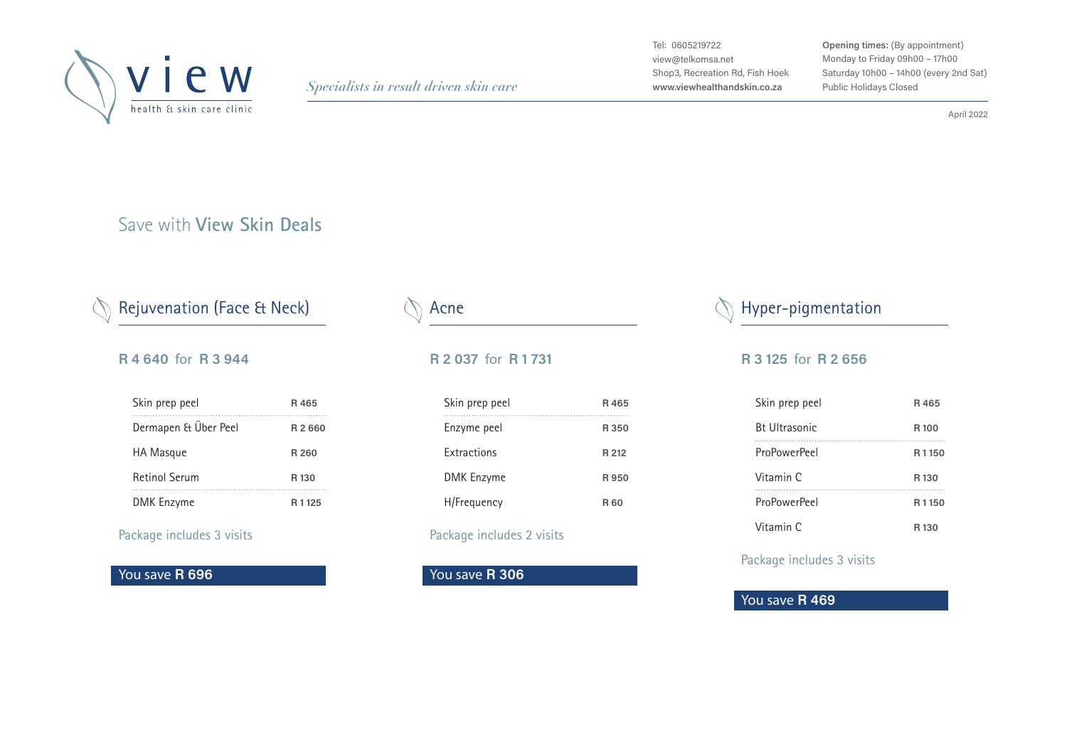view
health & skin care clinic

*Specialists in result driven skin care*

Tel: 0605219722
view@telkomsa.net
Shop3, Recreation Rd, Fish Hoek
**www.viewhealthandskin.co.za**

**Opening times:** (By appointment)
Monday to Friday 09h00 – 17h00
Saturday 10h00 – 14h00 (every 2nd Sat)
Public Holidays Closed

April 2022

# Save with **View Skin Deals**

## Rejuvenation (Face & Neck)

**R 4 640** for **R 3 944**

| | |
|---|---|
| Skin prep peel | R 465 |
| Dermapen & Über Peel | R 2 660 |
| HA Masque | R 260 |
| Retinol Serum | R 130 |
| DMK Enzyme | R 1 125 |

Package includes 3 visits

You save **R 696**

## Acne

**R 2 037** for **R 1 731**

| | |
|---|---|
| Skin prep peel | R 465 |
| Enzyme peel | R 350 |
| Extractions | R 212 |
| DMK Enzyme | R 950 |
| H/Frequency | R 60 |

Package includes 2 visits

You save **R 306**

## Hyper-pigmentation

**R 3 125** for **R 2 656**

| | |
|---|---|
| Skin prep peel | R 465 |
| Bt Ultrasonic | R 100 |
| ProPowerPeel | R 1 150 |
| Vitamin C | R 130 |
| ProPowerPeel | R 1 150 |
| Vitamin C | R 130 |

Package includes 3 visits

You save **R 469**